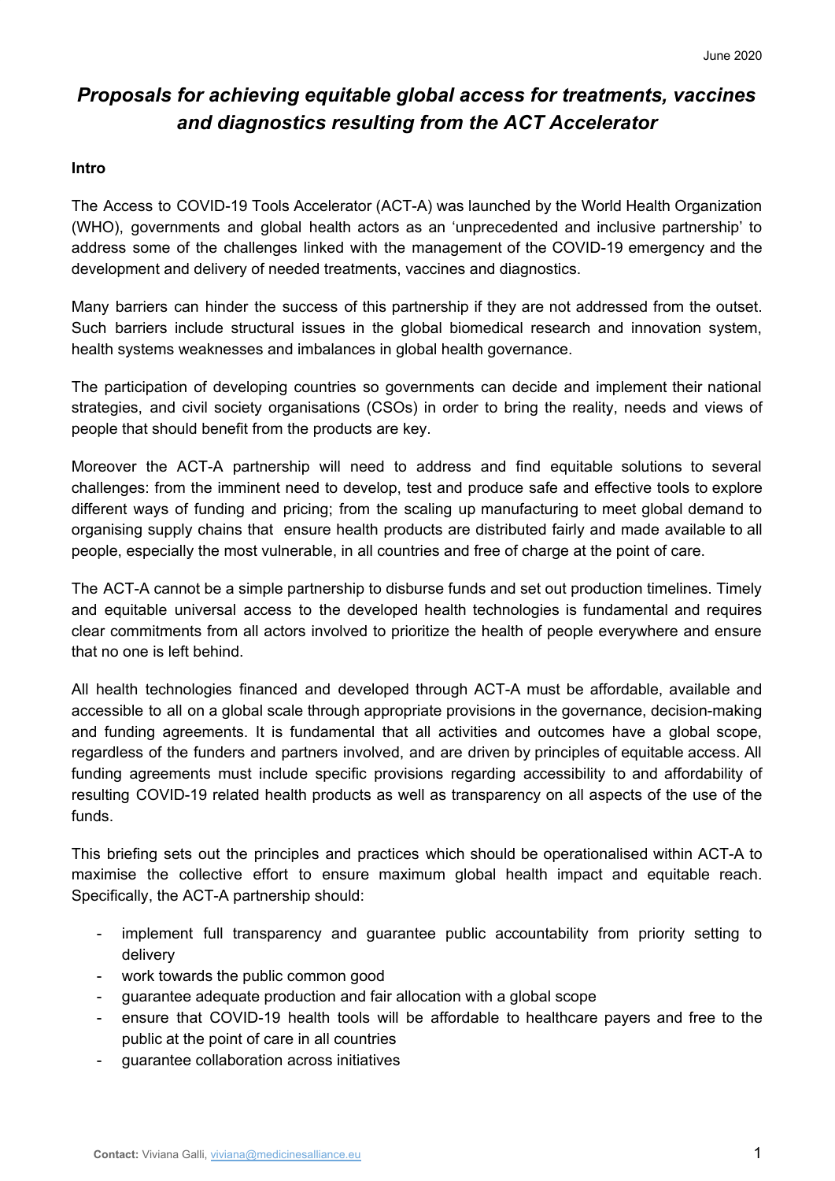# *Proposals for achieving equitable global access for treatments, vaccines and diagnostics resulting from the ACT Accelerator*

**Intro**

The Access to COVID-19 Tools Accelerator (ACT-A) was launched by the World Health Organization (WHO), governments and global health actors as an 'unprecedented and inclusive partnership' to address some of the challenges linked with the management of the COVID-19 emergency and the development and delivery of needed treatments, vaccines and diagnostics.

Many barriers can hinder the success of this partnership if they are not addressed from the outset. Such barriers include structural issues in the global biomedical research and innovation system, health systems weaknesses and imbalances in global health governance.

The participation of developing countries so governments can decide and implement their national strategies, and civil society organisations (CSOs) in order to bring the reality, needs and views of people that should benefit from the products are key.

Moreover the ACT-A partnership will need to address and find equitable solutions to several challenges: from the imminent need to develop, test and produce safe and effective tools to explore different ways of funding and pricing; from the scaling up manufacturing to meet global demand to organising supply chains that ensure health products are distributed fairly and made available to all people, especially the most vulnerable, in all countries and free of charge at the point of care.

The ACT-A cannot be a simple partnership to disburse funds and set out production timelines. Timely and equitable universal access to the developed health technologies is fundamental and requires clear commitments from all actors involved to prioritize the health of people everywhere and ensure that no one is left behind.

All health technologies financed and developed through ACT-A must be affordable, available and accessible to all on a global scale through appropriate provisions in the governance, decision-making and funding agreements. It is fundamental that all activities and outcomes have a global scope, regardless of the funders and partners involved, and are driven by principles of equitable access. All funding agreements must include specific provisions regarding accessibility to and affordability of resulting COVID-19 related health products as well as transparency on all aspects of the use of the funds.

This briefing sets out the principles and practices which should be operationalised within ACT-A to maximise the collective effort to ensure maximum global health impact and equitable reach. Specifically, the ACT-A partnership should:

- implement full transparency and guarantee public accountability from priority setting to delivery
- work towards the public common good
- guarantee adequate production and fair allocation with a global scope
- ensure that COVID-19 health tools will be affordable to healthcare payers and free to the public at the point of care in all countries
- guarantee collaboration across initiatives

**Contact:** Viviana Galli, viviana@medicinesalliance.eu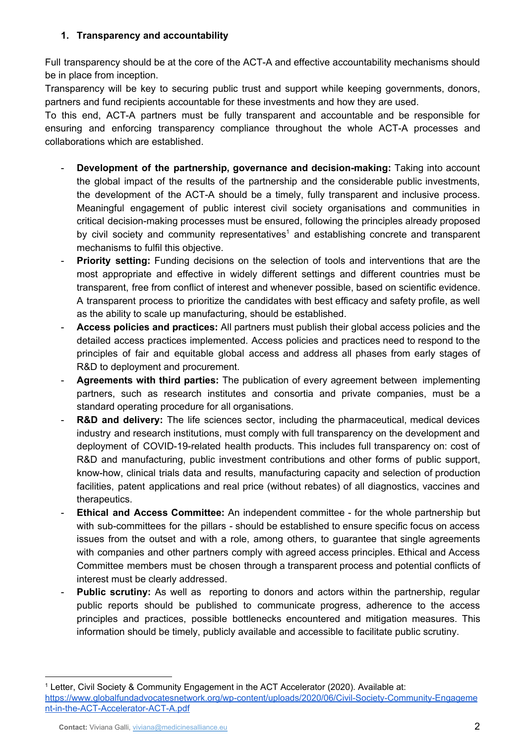## 1. Transparency and accountability

Full transparency should be at the core of the ACT-A and effective accountability mechanisms should be in place from inception.
Transparency will be key to securing public trust and support while keeping governments, donors, partners and fund recipients accountable for these investments and how they are used.
To this end, ACT-A partners must be fully transparent and accountable and be responsible for ensuring and enforcing transparency compliance throughout the whole ACT-A processes and collaborations which are established.

- **Development of the partnership, governance and decision-making:** Taking into account the global impact of the results of the partnership and the considerable public investments, the development of the ACT-A should be a timely, fully transparent and inclusive process. Meaningful engagement of public interest civil society organisations and communities in critical decision-making processes must be ensured, following the principles already proposed by civil society and community representatives[1] and establishing concrete and transparent mechanisms to fulfil this objective.
- **Priority setting:** Funding decisions on the selection of tools and interventions that are the most appropriate and effective in widely different settings and different countries must be transparent, free from conflict of interest and whenever possible, based on scientific evidence. A transparent process to prioritize the candidates with best efficacy and safety profile, as well as the ability to scale up manufacturing, should be established.
- **Access policies and practices:** All partners must publish their global access policies and the detailed access practices implemented. Access policies and practices need to respond to the principles of fair and equitable global access and address all phases from early stages of R&D to deployment and procurement.
- **Agreements with third parties:** The publication of every agreement between implementing partners, such as research institutes and consortia and private companies, must be a standard operating procedure for all organisations.
- **R&D and delivery:** The life sciences sector, including the pharmaceutical, medical devices industry and research institutions, must comply with full transparency on the development and deployment of COVID-19-related health products. This includes full transparency on: cost of R&D and manufacturing, public investment contributions and other forms of public support, know-how, clinical trials data and results, manufacturing capacity and selection of production facilities, patent applications and real price (without rebates) of all diagnostics, vaccines and therapeutics.
- **Ethical and Access Committee:** An independent committee - for the whole partnership but with sub-committees for the pillars - should be established to ensure specific focus on access issues from the outset and with a role, among others, to guarantee that single agreements with companies and other partners comply with agreed access principles. Ethical and Access Committee members must be chosen through a transparent process and potential conflicts of interest must be clearly addressed.
- **Public scrutiny:** As well as reporting to donors and actors within the partnership, regular public reports should be published to communicate progress, adherence to the access principles and practices, possible bottlenecks encountered and mitigation measures. This information should be timely, publicly available and accessible to facilitate public scrutiny.

[1] Letter, Civil Society & Community Engagement in the ACT Accelerator (2020). Available at: https://www.globalfundadvocatesnetwork.org/wp-content/uploads/2020/06/Civil-Society-Community-Engagement-in-the-ACT-Accelerator-ACT-A.pdf

**Contact:** Viviana Galli, viviana@medicinesalliance.eu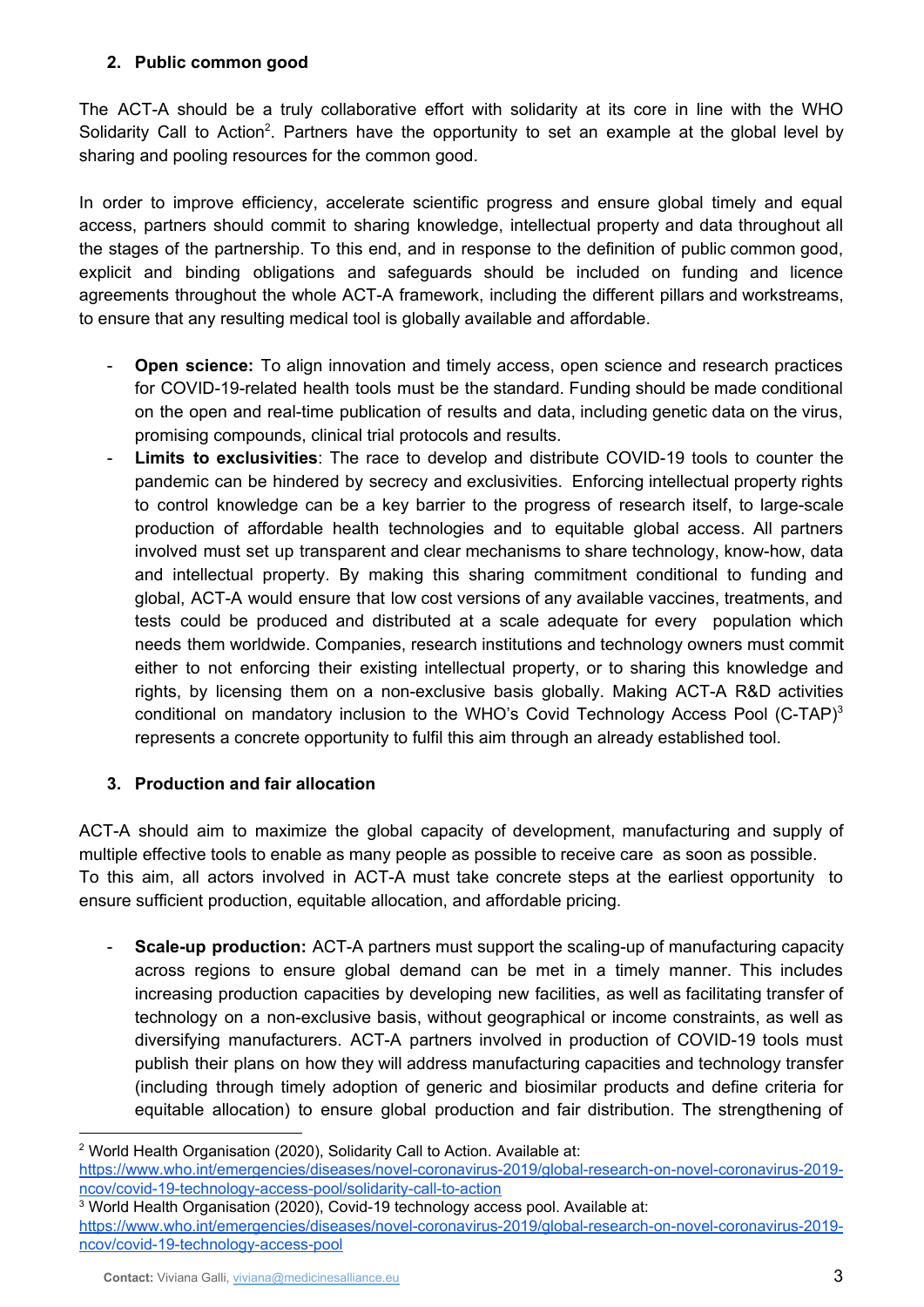## 2. Public common good

The ACT-A should be a truly collaborative effort with solidarity at its core in line with the WHO Solidarity Call to Action[2]. Partners have the opportunity to set an example at the global level by sharing and pooling resources for the common good.

In order to improve efficiency, accelerate scientific progress and ensure global timely and equal access, partners should commit to sharing knowledge, intellectual property and data throughout all the stages of the partnership. To this end, and in response to the definition of public common good, explicit and binding obligations and safeguards should be included on funding and licence agreements throughout the whole ACT-A framework, including the different pillars and workstreams, to ensure that any resulting medical tool is globally available and affordable.

- **Open science:** To align innovation and timely access, open science and research practices for COVID-19-related health tools must be the standard. Funding should be made conditional on the open and real-time publication of results and data, including genetic data on the virus, promising compounds, clinical trial protocols and results.
- **Limits to exclusivities**: The race to develop and distribute COVID-19 tools to counter the pandemic can be hindered by secrecy and exclusivities. Enforcing intellectual property rights to control knowledge can be a key barrier to the progress of research itself, to large-scale production of affordable health technologies and to equitable global access. All partners involved must set up transparent and clear mechanisms to share technology, know-how, data and intellectual property. By making this sharing commitment conditional to funding and global, ACT-A would ensure that low cost versions of any available vaccines, treatments, and tests could be produced and distributed at a scale adequate for every population which needs them worldwide. Companies, research institutions and technology owners must commit either to not enforcing their existing intellectual property, or to sharing this knowledge and rights, by licensing them on a non-exclusive basis globally. Making ACT-A R&D activities conditional on mandatory inclusion to the WHO's Covid Technology Access Pool (C-TAP)[3] represents a concrete opportunity to fulfil this aim through an already established tool.

## 3. Production and fair allocation

ACT-A should aim to maximize the global capacity of development, manufacturing and supply of multiple effective tools to enable as many people as possible to receive care as soon as possible. To this aim, all actors involved in ACT-A must take concrete steps at the earliest opportunity to ensure sufficient production, equitable allocation, and affordable pricing.

- **Scale-up production:** ACT-A partners must support the scaling-up of manufacturing capacity across regions to ensure global demand can be met in a timely manner. This includes increasing production capacities by developing new facilities, as well as facilitating transfer of technology on a non-exclusive basis, without geographical or income constraints, as well as diversifying manufacturers. ACT-A partners involved in production of COVID-19 tools must publish their plans on how they will address manufacturing capacities and technology transfer (including through timely adoption of generic and biosimilar products and define criteria for equitable allocation) to ensure global production and fair distribution. The strengthening of

---

[2] World Health Organisation (2020), Solidarity Call to Action. Available at: https://www.who.int/emergencies/diseases/novel-coronavirus-2019/global-research-on-novel-coronavirus-2019-ncov/covid-19-technology-access-pool/solidarity-call-to-action

[3] World Health Organisation (2020), Covid-19 technology access pool. Available at: https://www.who.int/emergencies/diseases/novel-coronavirus-2019/global-research-on-novel-coronavirus-2019-ncov/covid-19-technology-access-pool

**Contact:** Viviana Galli, viviana@medicinesalliance.eu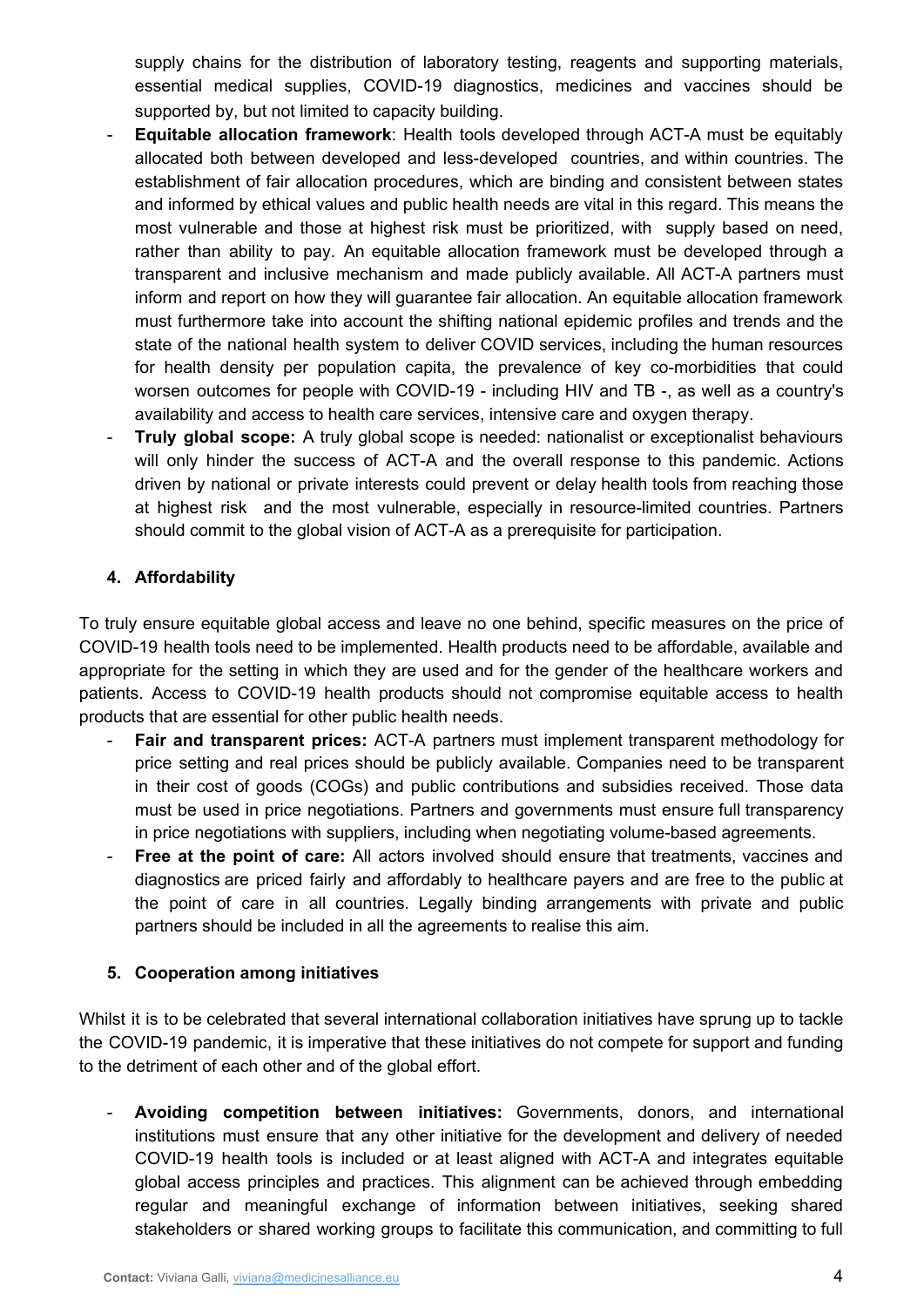supply chains for the distribution of laboratory testing, reagents and supporting materials, essential medical supplies, COVID-19 diagnostics, medicines and vaccines should be supported by, but not limited to capacity building.

- **Equitable allocation framework**: Health tools developed through ACT-A must be equitably allocated both between developed and less-developed countries, and within countries. The establishment of fair allocation procedures, which are binding and consistent between states and informed by ethical values and public health needs are vital in this regard. This means the most vulnerable and those at highest risk must be prioritized, with supply based on need, rather than ability to pay. An equitable allocation framework must be developed through a transparent and inclusive mechanism and made publicly available. All ACT-A partners must inform and report on how they will guarantee fair allocation. An equitable allocation framework must furthermore take into account the shifting national epidemic profiles and trends and the state of the national health system to deliver COVID services, including the human resources for health density per population capita, the prevalence of key co-morbidities that could worsen outcomes for people with COVID-19 - including HIV and TB -, as well as a country's availability and access to health care services, intensive care and oxygen therapy.
- **Truly global scope:** A truly global scope is needed: nationalist or exceptionalist behaviours will only hinder the success of ACT-A and the overall response to this pandemic. Actions driven by national or private interests could prevent or delay health tools from reaching those at highest risk and the most vulnerable, especially in resource-limited countries. Partners should commit to the global vision of ACT-A as a prerequisite for participation.

### 4. Affordability

To truly ensure equitable global access and leave no one behind, specific measures on the price of COVID-19 health tools need to be implemented. Health products need to be affordable, available and appropriate for the setting in which they are used and for the gender of the healthcare workers and patients. Access to COVID-19 health products should not compromise equitable access to health products that are essential for other public health needs.

- **Fair and transparent prices:** ACT-A partners must implement transparent methodology for price setting and real prices should be publicly available. Companies need to be transparent in their cost of goods (COGs) and public contributions and subsidies received. Those data must be used in price negotiations. Partners and governments must ensure full transparency in price negotiations with suppliers, including when negotiating volume-based agreements.
- **Free at the point of care:** All actors involved should ensure that treatments, vaccines and diagnostics are priced fairly and affordably to healthcare payers and are free to the public at the point of care in all countries. Legally binding arrangements with private and public partners should be included in all the agreements to realise this aim.

### 5. Cooperation among initiatives

Whilst it is to be celebrated that several international collaboration initiatives have sprung up to tackle the COVID-19 pandemic, it is imperative that these initiatives do not compete for support and funding to the detriment of each other and of the global effort.

- **Avoiding competition between initiatives:** Governments, donors, and international institutions must ensure that any other initiative for the development and delivery of needed COVID-19 health tools is included or at least aligned with ACT-A and integrates equitable global access principles and practices. This alignment can be achieved through embedding regular and meaningful exchange of information between initiatives, seeking shared stakeholders or shared working groups to facilitate this communication, and committing to full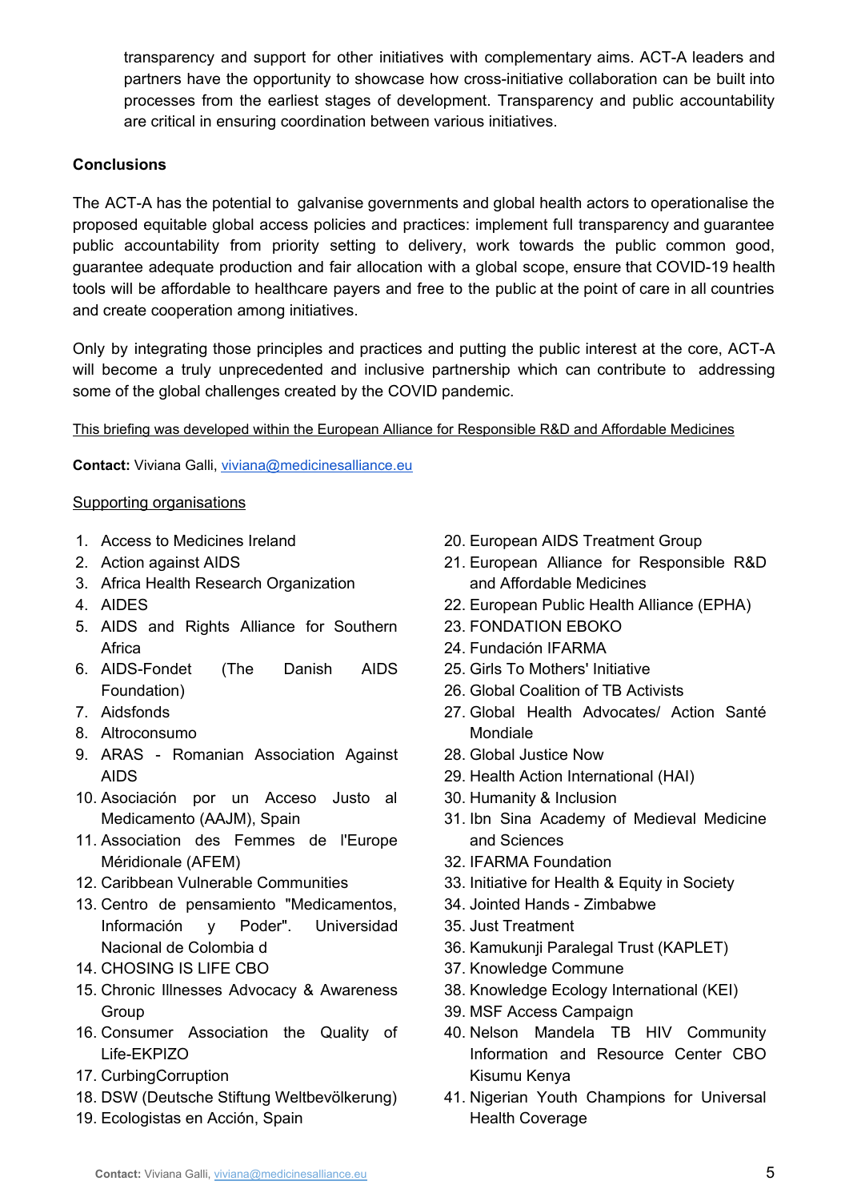transparency and support for other initiatives with complementary aims. ACT-A leaders and partners have the opportunity to showcase how cross-initiative collaboration can be built into processes from the earliest stages of development. Transparency and public accountability are critical in ensuring coordination between various initiatives.

**Conclusions**

The ACT-A has the potential to galvanise governments and global health actors to operationalise the proposed equitable global access policies and practices: implement full transparency and guarantee public accountability from priority setting to delivery, work towards the public common good, guarantee adequate production and fair allocation with a global scope, ensure that COVID-19 health tools will be affordable to healthcare payers and free to the public at the point of care in all countries and create cooperation among initiatives.

Only by integrating those principles and practices and putting the public interest at the core, ACT-A will become a truly unprecedented and inclusive partnership which can contribute to addressing some of the global challenges created by the COVID pandemic.

This briefing was developed within the European Alliance for Responsible R&D and Affordable Medicines

**Contact:** Viviana Galli, viviana@medicinesalliance.eu

Supporting organisations

1. Access to Medicines Ireland
2. Action against AIDS
3. Africa Health Research Organization
4. AIDES
5. AIDS and Rights Alliance for Southern Africa
6. AIDS-Fondet (The Danish AIDS Foundation)
7. Aidsfonds
8. Altroconsumo
9. ARAS - Romanian Association Against AIDS
10. Asociación por un Acceso Justo al Medicamento (AAJM), Spain
11. Association des Femmes de l'Europe Méridionale (AFEM)
12. Caribbean Vulnerable Communities
13. Centro de pensamiento "Medicamentos, Información y Poder". Universidad Nacional de Colombia d
14. CHOSING IS LIFE CBO
15. Chronic Illnesses Advocacy & Awareness Group
16. Consumer Association the Quality of Life-EKPIZO
17. CurbingCorruption
18. DSW (Deutsche Stiftung Weltbevölkerung)
19. Ecologistas en Acción, Spain
20. European AIDS Treatment Group
21. European Alliance for Responsible R&D and Affordable Medicines
22. European Public Health Alliance (EPHA)
23. FONDATION EBOKO
24. Fundación IFARMA
25. Girls To Mothers' Initiative
26. Global Coalition of TB Activists
27. Global Health Advocates/ Action Santé Mondiale
28. Global Justice Now
29. Health Action International (HAI)
30. Humanity & Inclusion
31. Ibn Sina Academy of Medieval Medicine and Sciences
32. IFARMA Foundation
33. Initiative for Health & Equity in Society
34. Jointed Hands - Zimbabwe
35. Just Treatment
36. Kamukunji Paralegal Trust (KAPLET)
37. Knowledge Commune
38. Knowledge Ecology International (KEI)
39. MSF Access Campaign
40. Nelson Mandela TB HIV Community Information and Resource Center CBO Kisumu Kenya
41. Nigerian Youth Champions for Universal Health Coverage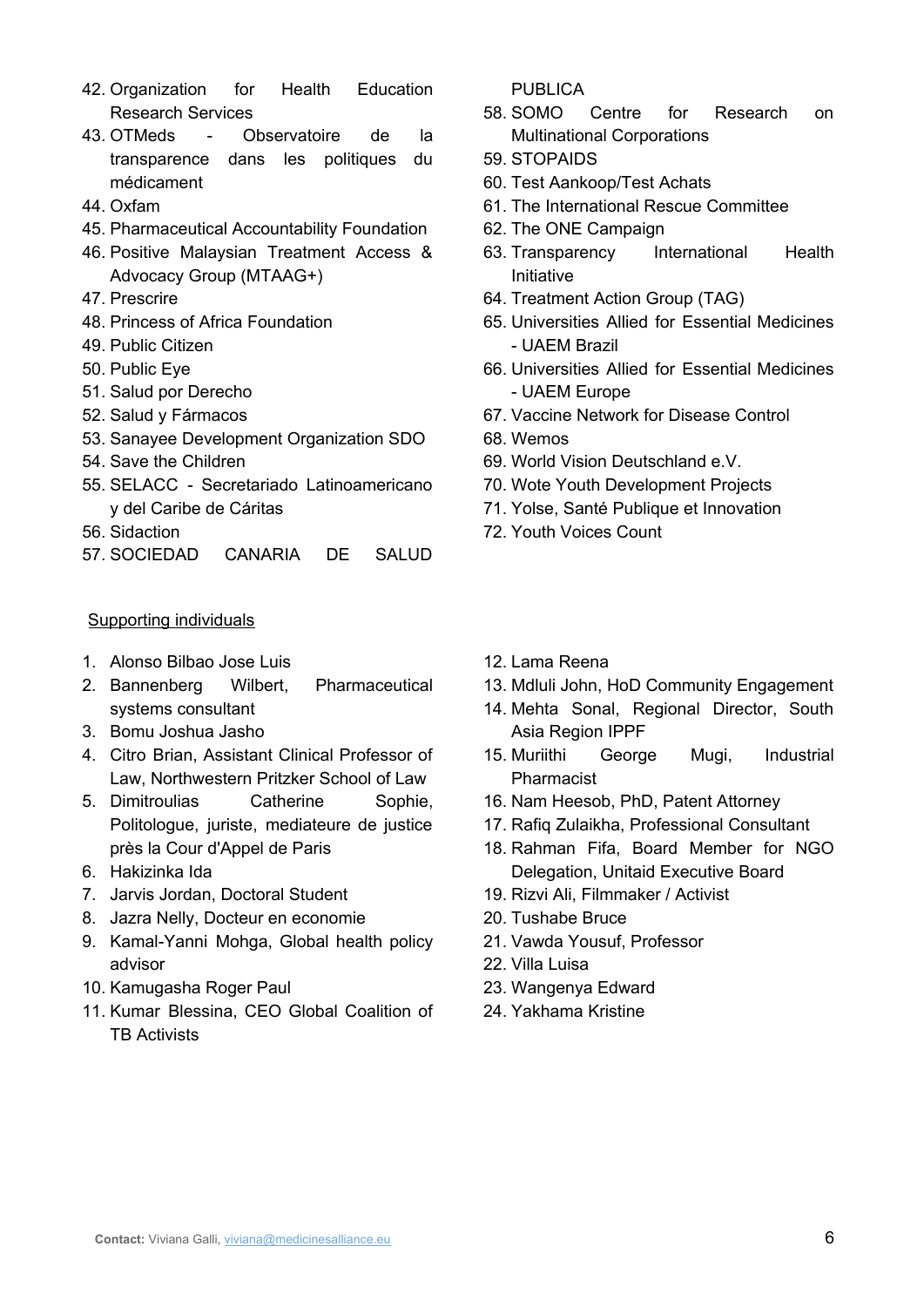42. Organization for Health Education Research Services
43. OTMeds - Observatoire de la transparence dans les politiques du médicament
44. Oxfam
45. Pharmaceutical Accountability Foundation
46. Positive Malaysian Treatment Access & Advocacy Group (MTAAG+)
47. Prescrire
48. Princess of Africa Foundation
49. Public Citizen
50. Public Eye
51. Salud por Derecho
52. Salud y Fármacos
53. Sanayee Development Organization SDO
54. Save the Children
55. SELACC - Secretariado Latinoamericano y del Caribe de Cáritas
56. Sidaction
57. SOCIEDAD CANARIA DE SALUD PUBLICA
58. SOMO Centre for Research on Multinational Corporations
59. STOPAIDS
60. Test Aankoop/Test Achats
61. The International Rescue Committee
62. The ONE Campaign
63. Transparency International Health Initiative
64. Treatment Action Group (TAG)
65. Universities Allied for Essential Medicines - UAEM Brazil
66. Universities Allied for Essential Medicines - UAEM Europe
67. Vaccine Network for Disease Control
68. Wemos
69. World Vision Deutschland e.V.
70. Wote Youth Development Projects
71. Yolse, Santé Publique et Innovation
72. Youth Voices Count

<u>Supporting individuals</u>

1. Alonso Bilbao Jose Luis
2. Bannenberg Wilbert, Pharmaceutical systems consultant
3. Bomu Joshua Jasho
4. Citro Brian, Assistant Clinical Professor of Law, Northwestern Pritzker School of Law
5. Dimitroulias Catherine Sophie, Politologue, juriste, mediateure de justice près la Cour d'Appel de Paris
6. Hakizinka Ida
7. Jarvis Jordan, Doctoral Student
8. Jazra Nelly, Docteur en economie
9. Kamal-Yanni Mohga, Global health policy advisor
10. Kamugasha Roger Paul
11. Kumar Blessina, CEO Global Coalition of TB Activists
12. Lama Reena
13. Mdluli John, HoD Community Engagement
14. Mehta Sonal, Regional Director, South Asia Region IPPF
15. Muriithi George Mugi, Industrial Pharmacist
16. Nam Heesob, PhD, Patent Attorney
17. Rafiq Zulaikha, Professional Consultant
18. Rahman Fifa, Board Member for NGO Delegation, Unitaid Executive Board
19. Rizvi Ali, Filmmaker / Activist
20. Tushabe Bruce
21. Vawda Yousuf, Professor
22. Villa Luisa
23. Wangenya Edward
24. Yakhama Kristine

**Contact:** Viviana Galli, viviana@medicinesalliance.eu